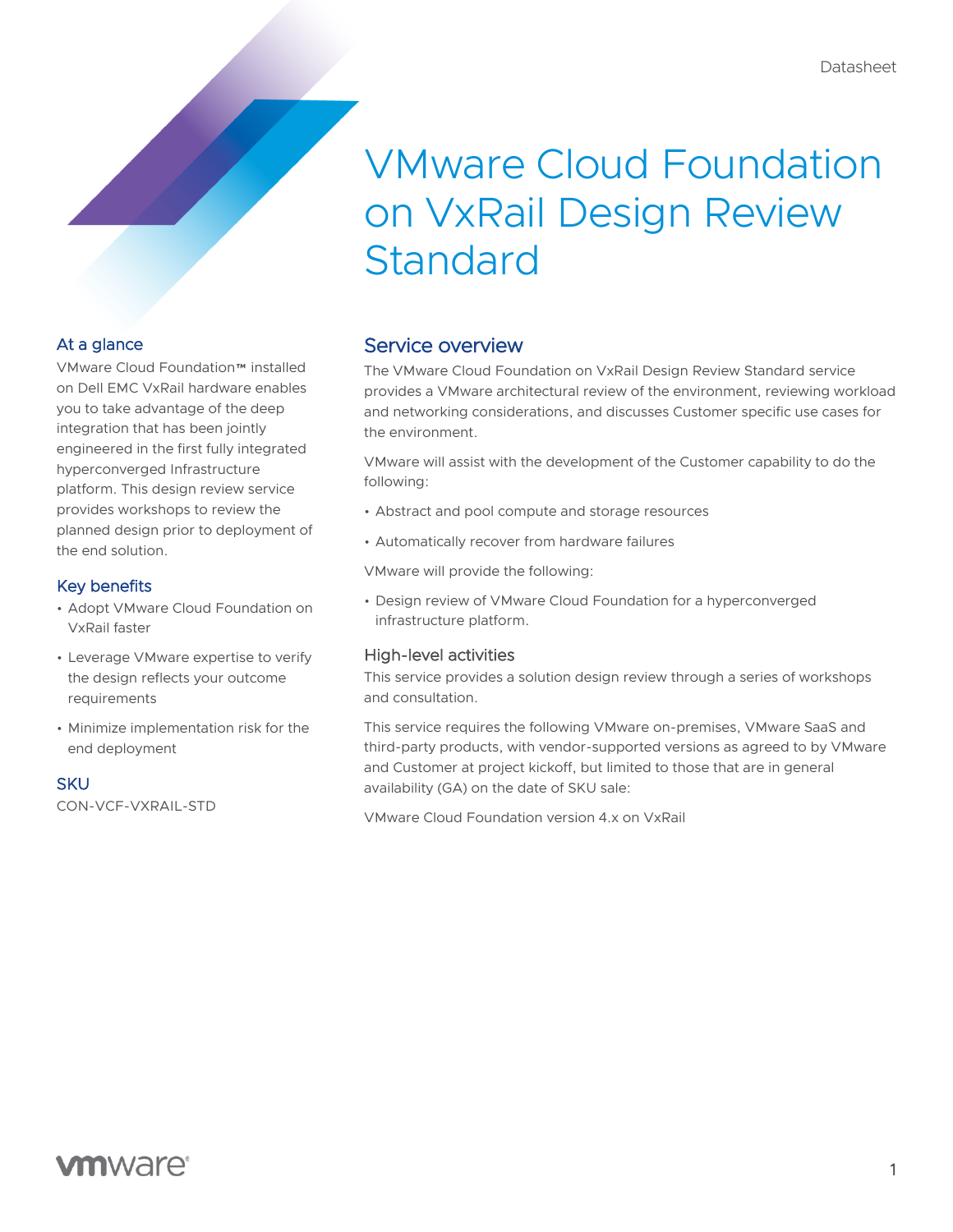Datasheet

# VMware Cloud Foundation on VxRail Design Review Standard

## At a glance

VMware Cloud Foundation™ installed on Dell EMC VxRail hardware enables you to take advantage of the deep integration that has been jointly engineered in the first fully integrated hyperconverged Infrastructure platform. This design review service provides workshops to review the planned design prior to deployment of the end solution.

## Key benefits

- Adopt VMware Cloud Foundation on VxRail faster
- Leverage VMware expertise to verify the design reflects your outcome requirements
- Minimize implementation risk for the end deployment

## SKU

CON-VCF-VXRAIL-STD

## Service overview

The VMware Cloud Foundation on VxRail Design Review Standard service provides a VMware architectural review of the environment, reviewing workload and networking considerations, and discusses Customer specific use cases for the environment.

VMware will assist with the development of the Customer capability to do the following:

- Abstract and pool compute and storage resources
- Automatically recover from hardware failures

VMware will provide the following:

- Design review of VMware Cloud Foundation for a hyperconverged infrastructure platform.

### High-level activities

This service provides a solution design review through a series of workshops and consultation.

This service requires the following VMware on-premises, VMware SaaS and third-party products, with vendor-supported versions as agreed to by VMware and Customer at project kickoff, but limited to those that are in general availability (GA) on the date of SKU sale:

VMware Cloud Foundation version 4.x on VxRail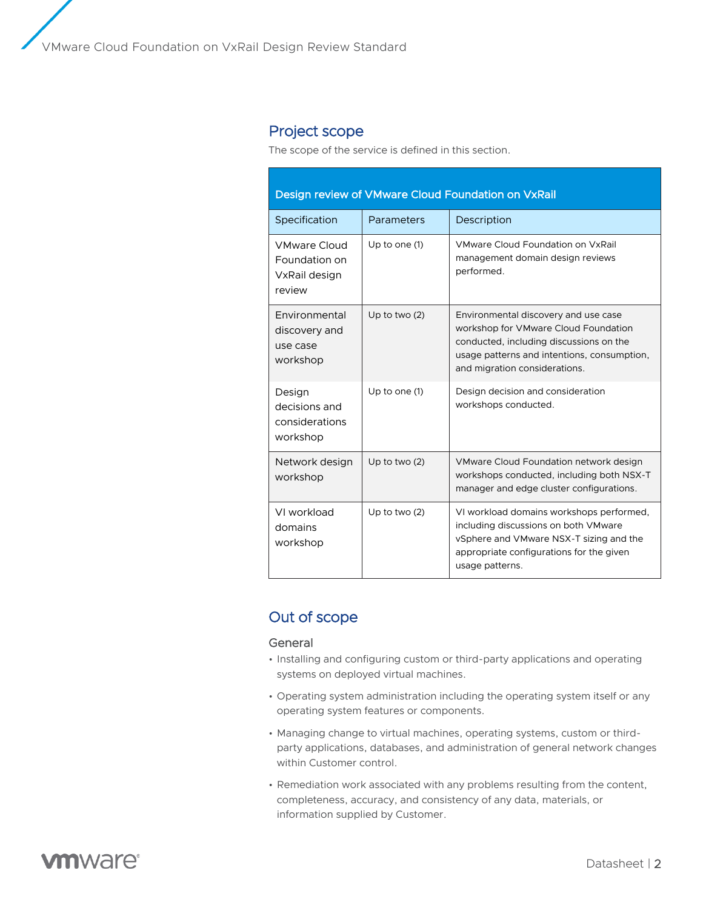## Project scope

The scope of the service is defined in this section.

| Design review of VMware Cloud Foundation on VxRail | | |
|---|---|---|
| Specification | Parameters | Description |
| VMware Cloud Foundation on VxRail design review | Up to one (1) | VMware Cloud Foundation on VxRail management domain design reviews performed. |
| Environmental discovery and use case workshop | Up to two (2) | Environmental discovery and use case workshop for VMware Cloud Foundation conducted, including discussions on the usage patterns and intentions, consumption, and migration considerations. |
| Design decisions and considerations workshop | Up to one (1) | Design decision and consideration workshops conducted. |
| Network design workshop | Up to two (2) | VMware Cloud Foundation network design workshops conducted, including both NSX-T manager and edge cluster configurations. |
| VI workload domains workshop | Up to two (2) | VI workload domains workshops performed, including discussions on both VMware vSphere and VMware NSX-T sizing and the appropriate configurations for the given usage patterns. |

## Out of scope

### General

- Installing and configuring custom or third-party applications and operating systems on deployed virtual machines.
- Operating system administration including the operating system itself or any operating system features or components.
- Managing change to virtual machines, operating systems, custom or third-party applications, databases, and administration of general network changes within Customer control.
- Remediation work associated with any problems resulting from the content, completeness, accuracy, and consistency of any data, materials, or information supplied by Customer.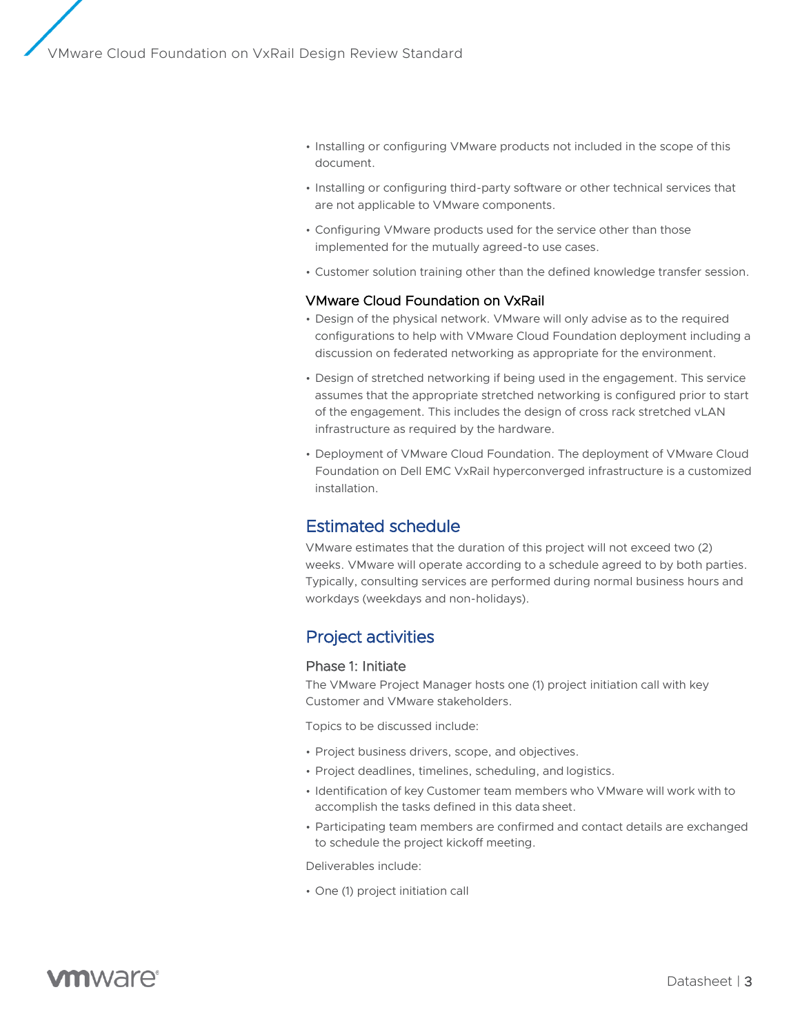- Installing or configuring VMware products not included in the scope of this document.
- Installing or configuring third-party software or other technical services that are not applicable to VMware components.
- Configuring VMware products used for the service other than those implemented for the mutually agreed-to use cases.
- Customer solution training other than the defined knowledge transfer session.

### VMware Cloud Foundation on VxRail

- Design of the physical network. VMware will only advise as to the required configurations to help with VMware Cloud Foundation deployment including a discussion on federated networking as appropriate for the environment.
- Design of stretched networking if being used in the engagement. This service assumes that the appropriate stretched networking is configured prior to start of the engagement. This includes the design of cross rack stretched vLAN infrastructure as required by the hardware.
- Deployment of VMware Cloud Foundation. The deployment of VMware Cloud Foundation on Dell EMC VxRail hyperconverged infrastructure is a customized installation.

## Estimated schedule

VMware estimates that the duration of this project will not exceed two (2) weeks. VMware will operate according to a schedule agreed to by both parties. Typically, consulting services are performed during normal business hours and workdays (weekdays and non-holidays).

## Project activities

### Phase 1: Initiate

The VMware Project Manager hosts one (1) project initiation call with key Customer and VMware stakeholders.

Topics to be discussed include:

- Project business drivers, scope, and objectives.
- Project deadlines, timelines, scheduling, and logistics.
- Identification of key Customer team members who VMware will work with to accomplish the tasks defined in this data sheet.
- Participating team members are confirmed and contact details are exchanged to schedule the project kickoff meeting.

Deliverables include:

- One (1) project initiation call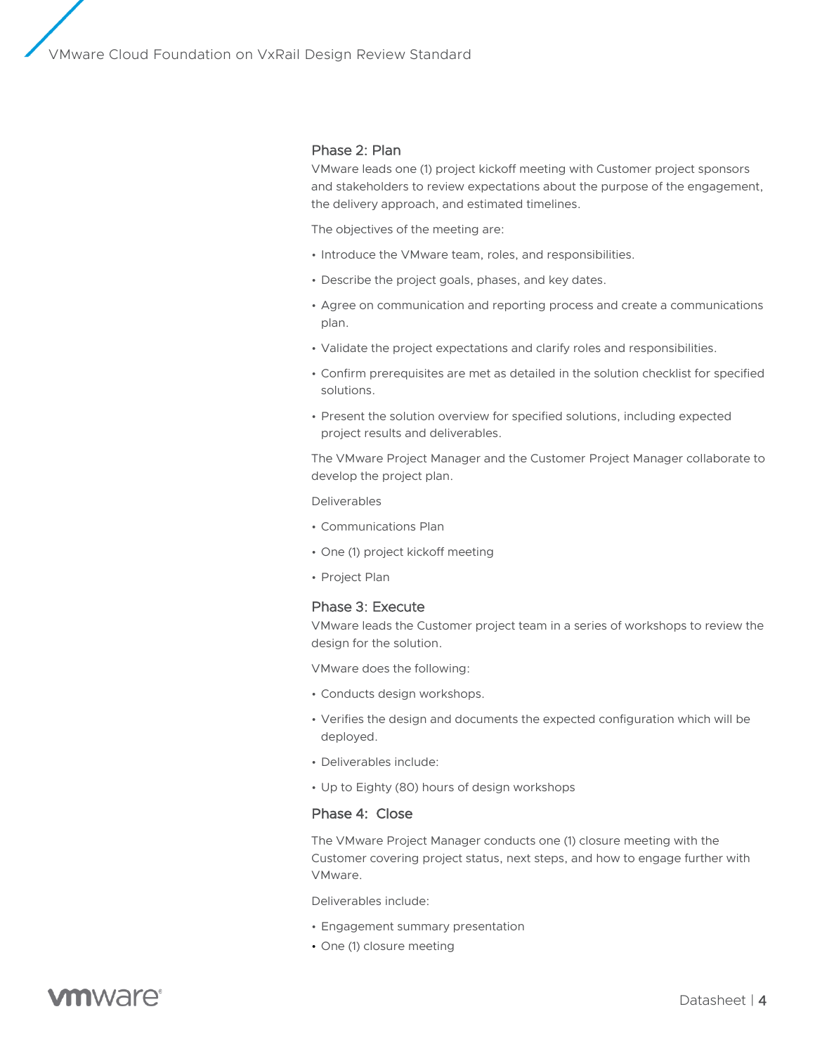## Phase 2: Plan

VMware leads one (1) project kickoff meeting with Customer project sponsors and stakeholders to review expectations about the purpose of the engagement, the delivery approach, and estimated timelines.

The objectives of the meeting are:

- Introduce the VMware team, roles, and responsibilities.
- Describe the project goals, phases, and key dates.
- Agree on communication and reporting process and create a communications plan.
- Validate the project expectations and clarify roles and responsibilities.
- Confirm prerequisites are met as detailed in the solution checklist for specified solutions.
- Present the solution overview for specified solutions, including expected project results and deliverables.

The VMware Project Manager and the Customer Project Manager collaborate to develop the project plan.

Deliverables

- Communications Plan
- One (1) project kickoff meeting
- Project Plan

## Phase 3: Execute

VMware leads the Customer project team in a series of workshops to review the design for the solution.

VMware does the following:

- Conducts design workshops.
- Verifies the design and documents the expected configuration which will be deployed.
- Deliverables include:
- Up to Eighty (80) hours of design workshops

## Phase 4: Close

The VMware Project Manager conducts one (1) closure meeting with the Customer covering project status, next steps, and how to engage further with VMware.

Deliverables include:

- Engagement summary presentation
- One (1) closure meeting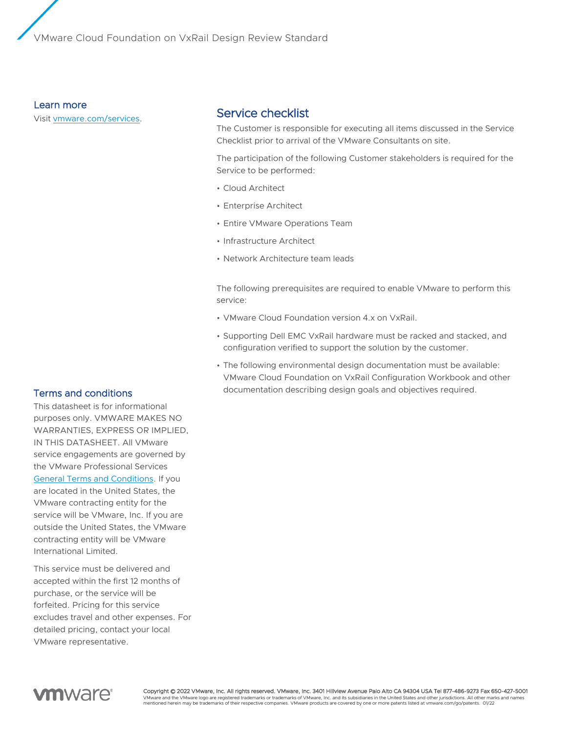## Learn more

Visit [vmware.com/services](https://www.vmware.com/services).

## Service checklist

The Customer is responsible for executing all items discussed in the Service Checklist prior to arrival of the VMware Consultants on site.

The participation of the following Customer stakeholders is required for the Service to be performed:

- Cloud Architect
- Enterprise Architect
- Entire VMware Operations Team
- Infrastructure Architect
- Network Architecture team leads

The following prerequisites are required to enable VMware to perform this service:

- VMware Cloud Foundation version 4.x on VxRail.
- Supporting Dell EMC VxRail hardware must be racked and stacked, and configuration verified to support the solution by the customer.
- The following environmental design documentation must be available: VMware Cloud Foundation on VxRail Configuration Workbook and other documentation describing design goals and objectives required.

## Terms and conditions

This datasheet is for informational purposes only. VMWARE MAKES NO WARRANTIES, EXPRESS OR IMPLIED, IN THIS DATASHEET. All VMware service engagements are governed by the VMware Professional Services General Terms and Conditions. If you are located in the United States, the VMware contracting entity for the service will be VMware, Inc. If you are outside the United States, the VMware contracting entity will be VMware International Limited.

This service must be delivered and accepted within the first 12 months of purchase, or the service will be forfeited. Pricing for this service excludes travel and other expenses. For detailed pricing, contact your local VMware representative.

Copyright © 2022 VMware, Inc. All rights reserved. VMware, Inc. 3401 Hillview Avenue Palo Alto CA 94304 USA Tel 877-486-9273 Fax 650-427-5001 VMware and the VMware logo are registered trademarks or trademarks of VMware, Inc. and its subsidiaries in the United States and other jurisdictions. All other marks and names mentioned herein may be trademarks of their respective companies. VMware products are covered by one or more patents listed at vmware.com/go/patents. 01/22